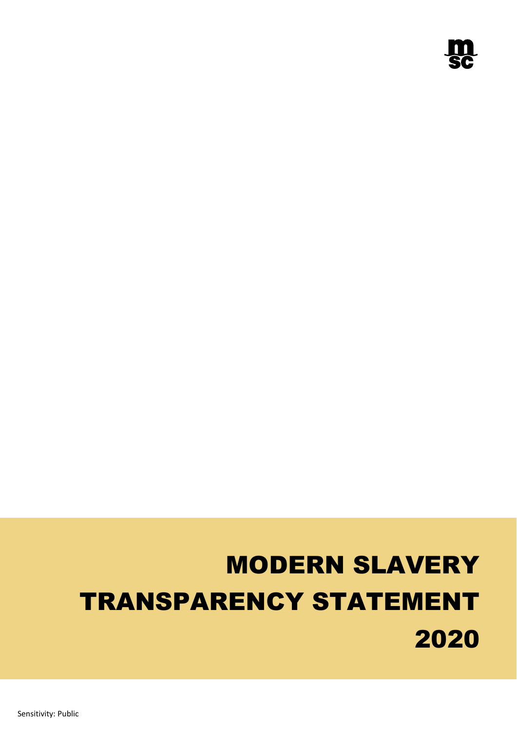# MODERN SLAVERY TRANSPARENCY STATEMENT 2020

Sensitivity: Public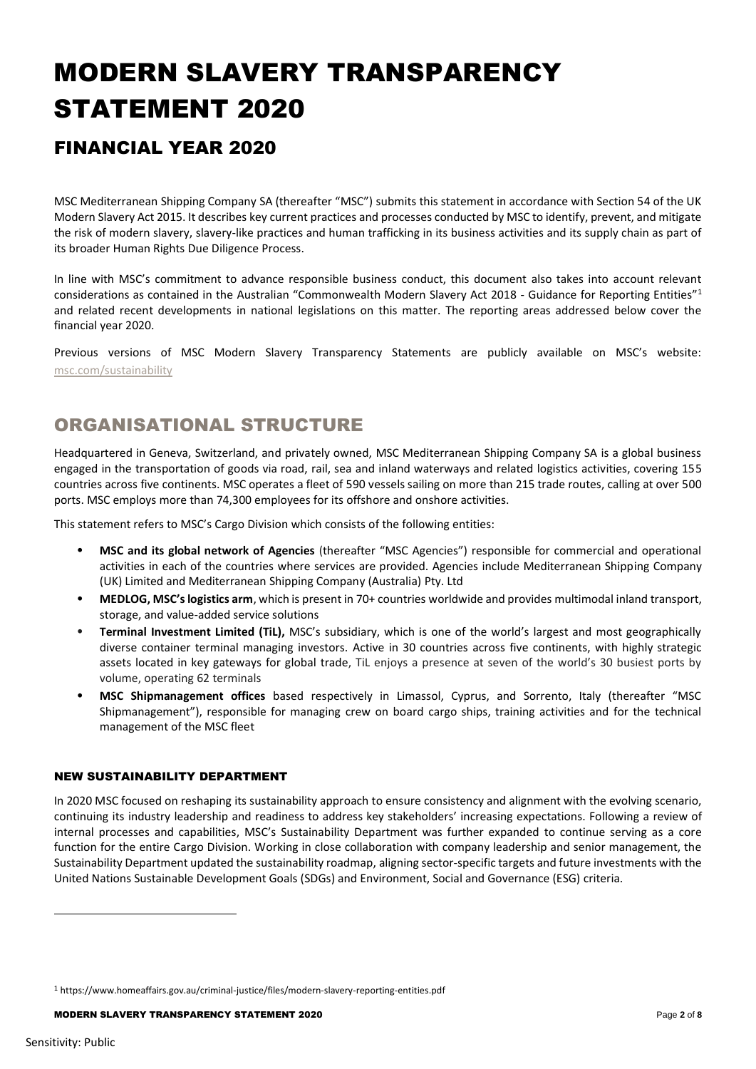# MODERN SLAVERY TRANSPARENCY STATEMENT 2020

## FINANCIAL YEAR 2020

MSC Mediterranean Shipping Company SA (thereafter "MSC") submits this statement in accordance with Section 54 of the UK Modern Slavery Act 2015. It describes key current practices and processes conducted by MSC to identify, prevent, and mitigate the risk of modern slavery, slavery-like practices and human trafficking in its business activities and its supply chain as part of its broader Human Rights Due Diligence Process.

In line with MSC's commitment to advance responsible business conduct, this document also takes into account relevant considerations as contained in the Australian "Commonwealth Modern Slavery Act 2018 - Guidance for Reporting Entities"[1] and related recent developments in national legislations on this matter. The reporting areas addressed below cover the financial year 2020.

Previous versions of MSC Modern Slavery Transparency Statements are publicly available on MSC's website: msc.com/sustainability

## ORGANISATIONAL STRUCTURE

Headquartered in Geneva, Switzerland, and privately owned, MSC Mediterranean Shipping Company SA is a global business engaged in the transportation of goods via road, rail, sea and inland waterways and related logistics activities, covering 155 countries across five continents. MSC operates a fleet of 590 vessels sailing on more than 215 trade routes, calling at over 500 ports. MSC employs more than 74,300 employees for its offshore and onshore activities.

This statement refers to MSC's Cargo Division which consists of the following entities:

- **MSC and its global network of Agencies** (thereafter "MSC Agencies") responsible for commercial and operational activities in each of the countries where services are provided. Agencies include Mediterranean Shipping Company (UK) Limited and Mediterranean Shipping Company (Australia) Pty. Ltd
- **MEDLOG, MSC's logistics arm**, which is present in 70+ countries worldwide and provides multimodal inland transport, storage, and value-added service solutions
- **Terminal Investment Limited (TiL),** MSC's subsidiary, which is one of the world's largest and most geographically diverse container terminal managing investors. Active in 30 countries across five continents, with highly strategic assets located in key gateways for global trade, TiL enjoys a presence at seven of the world's 30 busiest ports by volume, operating 62 terminals
- **MSC Shipmanagement offices** based respectively in Limassol, Cyprus, and Sorrento, Italy (thereafter "MSC Shipmanagement"), responsible for managing crew on board cargo ships, training activities and for the technical management of the MSC fleet

### NEW SUSTAINABILITY DEPARTMENT

In 2020 MSC focused on reshaping its sustainability approach to ensure consistency and alignment with the evolving scenario, continuing its industry leadership and readiness to address key stakeholders' increasing expectations. Following a review of internal processes and capabilities, MSC's Sustainability Department was further expanded to continue serving as a core function for the entire Cargo Division. Working in close collaboration with company leadership and senior management, the Sustainability Department updated the sustainability roadmap, aligning sector-specific targets and future investments with the United Nations Sustainable Development Goals (SDGs) and Environment, Social and Governance (ESG) criteria.

[1] https://www.homeaffairs.gov.au/criminal-justice/files/modern-slavery-reporting-entities.pdf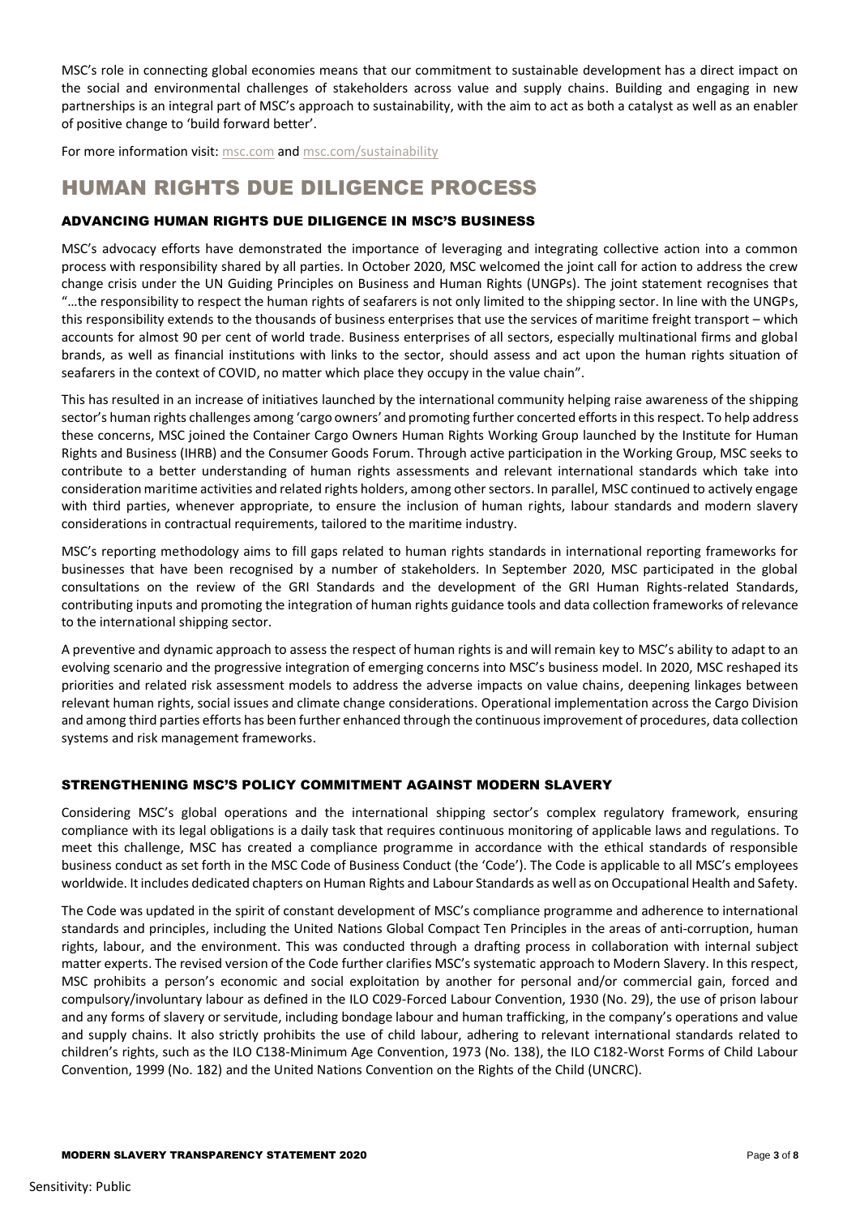MSC's role in connecting global economies means that our commitment to sustainable development has a direct impact on the social and environmental challenges of stakeholders across value and supply chains. Building and engaging in new partnerships is an integral part of MSC's approach to sustainability, with the aim to act as both a catalyst as well as an enabler of positive change to 'build forward better'.

For more information visit: msc.com and msc.com/sustainability

# HUMAN RIGHTS DUE DILIGENCE PROCESS

## ADVANCING HUMAN RIGHTS DUE DILIGENCE IN MSC'S BUSINESS

MSC's advocacy efforts have demonstrated the importance of leveraging and integrating collective action into a common process with responsibility shared by all parties. In October 2020, MSC welcomed the joint call for action to address the crew change crisis under the UN Guiding Principles on Business and Human Rights (UNGPs). The joint statement recognises that "…the responsibility to respect the human rights of seafarers is not only limited to the shipping sector. In line with the UNGPs, this responsibility extends to the thousands of business enterprises that use the services of maritime freight transport – which accounts for almost 90 per cent of world trade. Business enterprises of all sectors, especially multinational firms and global brands, as well as financial institutions with links to the sector, should assess and act upon the human rights situation of seafarers in the context of COVID, no matter which place they occupy in the value chain".

This has resulted in an increase of initiatives launched by the international community helping raise awareness of the shipping sector's human rights challenges among 'cargo owners' and promoting further concerted efforts in this respect. To help address these concerns, MSC joined the Container Cargo Owners Human Rights Working Group launched by the Institute for Human Rights and Business (IHRB) and the Consumer Goods Forum. Through active participation in the Working Group, MSC seeks to contribute to a better understanding of human rights assessments and relevant international standards which take into consideration maritime activities and related rights holders, among other sectors. In parallel, MSC continued to actively engage with third parties, whenever appropriate, to ensure the inclusion of human rights, labour standards and modern slavery considerations in contractual requirements, tailored to the maritime industry.

MSC's reporting methodology aims to fill gaps related to human rights standards in international reporting frameworks for businesses that have been recognised by a number of stakeholders. In September 2020, MSC participated in the global consultations on the review of the GRI Standards and the development of the GRI Human Rights-related Standards, contributing inputs and promoting the integration of human rights guidance tools and data collection frameworks of relevance to the international shipping sector.

A preventive and dynamic approach to assess the respect of human rights is and will remain key to MSC's ability to adapt to an evolving scenario and the progressive integration of emerging concerns into MSC's business model. In 2020, MSC reshaped its priorities and related risk assessment models to address the adverse impacts on value chains, deepening linkages between relevant human rights, social issues and climate change considerations. Operational implementation across the Cargo Division and among third parties efforts has been further enhanced through the continuous improvement of procedures, data collection systems and risk management frameworks.

## STRENGTHENING MSC'S POLICY COMMITMENT AGAINST MODERN SLAVERY

Considering MSC's global operations and the international shipping sector's complex regulatory framework, ensuring compliance with its legal obligations is a daily task that requires continuous monitoring of applicable laws and regulations. To meet this challenge, MSC has created a compliance programme in accordance with the ethical standards of responsible business conduct as set forth in the MSC Code of Business Conduct (the 'Code'). The Code is applicable to all MSC's employees worldwide. It includes dedicated chapters on Human Rights and Labour Standards as well as on Occupational Health and Safety.

The Code was updated in the spirit of constant development of MSC's compliance programme and adherence to international standards and principles, including the United Nations Global Compact Ten Principles in the areas of anti-corruption, human rights, labour, and the environment. This was conducted through a drafting process in collaboration with internal subject matter experts. The revised version of the Code further clarifies MSC's systematic approach to Modern Slavery. In this respect, MSC prohibits a person's economic and social exploitation by another for personal and/or commercial gain, forced and compulsory/involuntary labour as defined in the ILO C029-Forced Labour Convention, 1930 (No. 29), the use of prison labour and any forms of slavery or servitude, including bondage labour and human trafficking, in the company's operations and value and supply chains. It also strictly prohibits the use of child labour, adhering to relevant international standards related to children's rights, such as the ILO C138-Minimum Age Convention, 1973 (No. 138), the ILO C182-Worst Forms of Child Labour Convention, 1999 (No. 182) and the United Nations Convention on the Rights of the Child (UNCRC).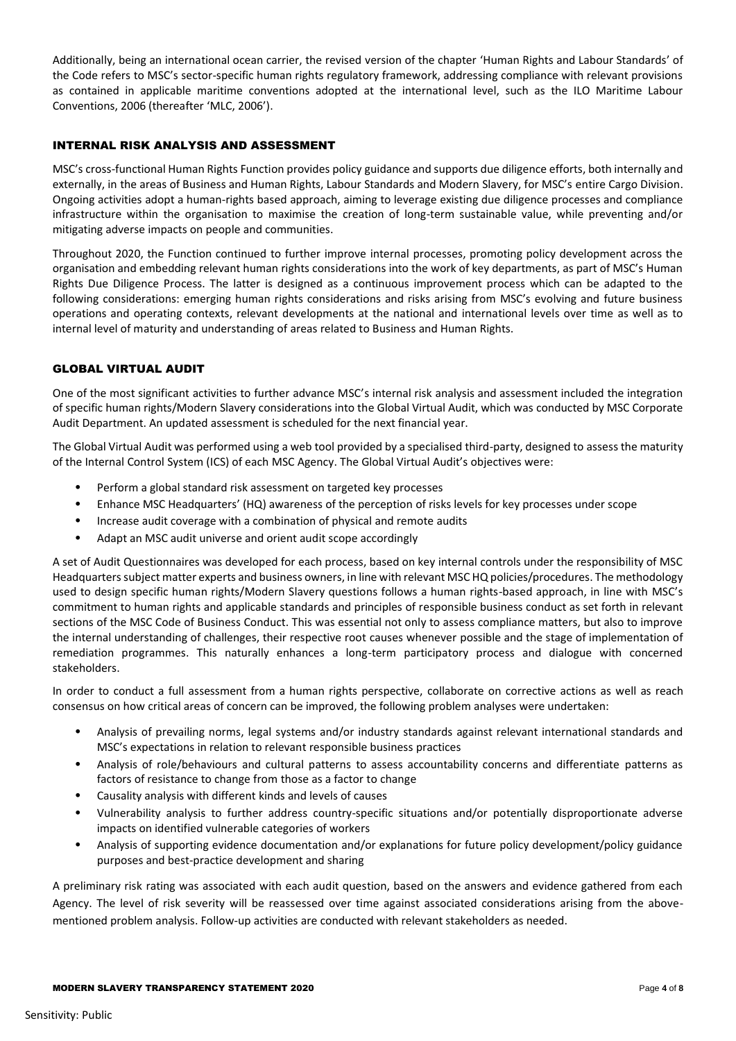Additionally, being an international ocean carrier, the revised version of the chapter 'Human Rights and Labour Standards' of the Code refers to MSC's sector-specific human rights regulatory framework, addressing compliance with relevant provisions as contained in applicable maritime conventions adopted at the international level, such as the ILO Maritime Labour Conventions, 2006 (thereafter 'MLC, 2006').

## INTERNAL RISK ANALYSIS AND ASSESSMENT

MSC's cross-functional Human Rights Function provides policy guidance and supports due diligence efforts, both internally and externally, in the areas of Business and Human Rights, Labour Standards and Modern Slavery, for MSC's entire Cargo Division. Ongoing activities adopt a human-rights based approach, aiming to leverage existing due diligence processes and compliance infrastructure within the organisation to maximise the creation of long-term sustainable value, while preventing and/or mitigating adverse impacts on people and communities.

Throughout 2020, the Function continued to further improve internal processes, promoting policy development across the organisation and embedding relevant human rights considerations into the work of key departments, as part of MSC's Human Rights Due Diligence Process. The latter is designed as a continuous improvement process which can be adapted to the following considerations: emerging human rights considerations and risks arising from MSC's evolving and future business operations and operating contexts, relevant developments at the national and international levels over time as well as to internal level of maturity and understanding of areas related to Business and Human Rights.

## GLOBAL VIRTUAL AUDIT

One of the most significant activities to further advance MSC's internal risk analysis and assessment included the integration of specific human rights/Modern Slavery considerations into the Global Virtual Audit, which was conducted by MSC Corporate Audit Department. An updated assessment is scheduled for the next financial year.

The Global Virtual Audit was performed using a web tool provided by a specialised third-party, designed to assess the maturity of the Internal Control System (ICS) of each MSC Agency. The Global Virtual Audit's objectives were:

- Perform a global standard risk assessment on targeted key processes
- Enhance MSC Headquarters' (HQ) awareness of the perception of risks levels for key processes under scope
- Increase audit coverage with a combination of physical and remote audits
- Adapt an MSC audit universe and orient audit scope accordingly

A set of Audit Questionnaires was developed for each process, based on key internal controls under the responsibility of MSC Headquarters subject matter experts and business owners, in line with relevant MSC HQ policies/procedures. The methodology used to design specific human rights/Modern Slavery questions follows a human rights-based approach, in line with MSC's commitment to human rights and applicable standards and principles of responsible business conduct as set forth in relevant sections of the MSC Code of Business Conduct. This was essential not only to assess compliance matters, but also to improve the internal understanding of challenges, their respective root causes whenever possible and the stage of implementation of remediation programmes. This naturally enhances a long-term participatory process and dialogue with concerned stakeholders.

In order to conduct a full assessment from a human rights perspective, collaborate on corrective actions as well as reach consensus on how critical areas of concern can be improved, the following problem analyses were undertaken:

- Analysis of prevailing norms, legal systems and/or industry standards against relevant international standards and MSC's expectations in relation to relevant responsible business practices
- Analysis of role/behaviours and cultural patterns to assess accountability concerns and differentiate patterns as factors of resistance to change from those as a factor to change
- Causality analysis with different kinds and levels of causes
- Vulnerability analysis to further address country-specific situations and/or potentially disproportionate adverse impacts on identified vulnerable categories of workers
- Analysis of supporting evidence documentation and/or explanations for future policy development/policy guidance purposes and best-practice development and sharing

A preliminary risk rating was associated with each audit question, based on the answers and evidence gathered from each Agency. The level of risk severity will be reassessed over time against associated considerations arising from the above-mentioned problem analysis. Follow-up activities are conducted with relevant stakeholders as needed.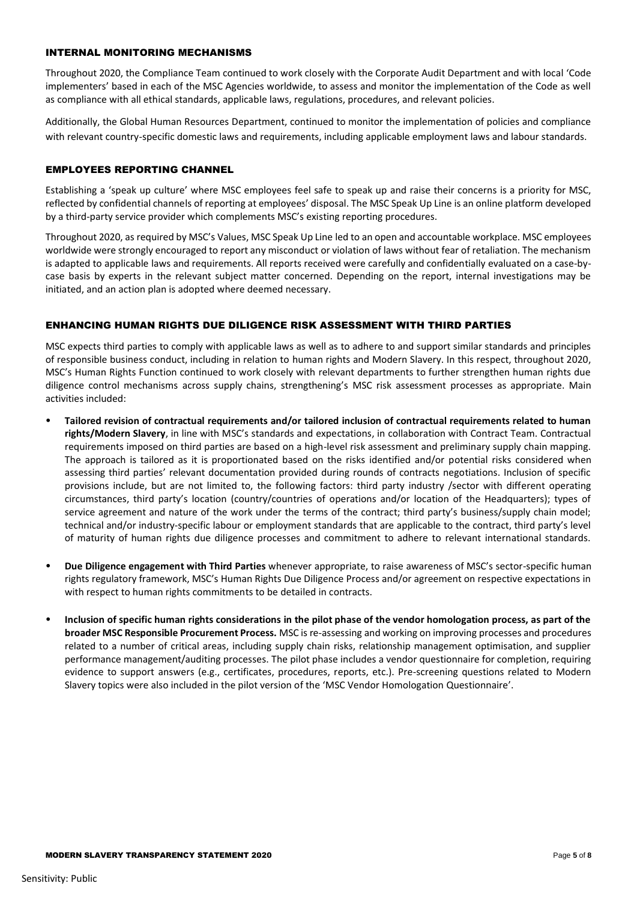## INTERNAL MONITORING MECHANISMS

Throughout 2020, the Compliance Team continued to work closely with the Corporate Audit Department and with local 'Code implementers' based in each of the MSC Agencies worldwide, to assess and monitor the implementation of the Code as well as compliance with all ethical standards, applicable laws, regulations, procedures, and relevant policies.

Additionally, the Global Human Resources Department, continued to monitor the implementation of policies and compliance with relevant country-specific domestic laws and requirements, including applicable employment laws and labour standards.

## EMPLOYEES REPORTING CHANNEL

Establishing a 'speak up culture' where MSC employees feel safe to speak up and raise their concerns is a priority for MSC, reflected by confidential channels of reporting at employees' disposal. The MSC Speak Up Line is an online platform developed by a third-party service provider which complements MSC's existing reporting procedures.

Throughout 2020, as required by MSC's Values, MSC Speak Up Line led to an open and accountable workplace. MSC employees worldwide were strongly encouraged to report any misconduct or violation of laws without fear of retaliation. The mechanism is adapted to applicable laws and requirements. All reports received were carefully and confidentially evaluated on a case-by-case basis by experts in the relevant subject matter concerned. Depending on the report, internal investigations may be initiated, and an action plan is adopted where deemed necessary.

## ENHANCING HUMAN RIGHTS DUE DILIGENCE RISK ASSESSMENT WITH THIRD PARTIES

MSC expects third parties to comply with applicable laws as well as to adhere to and support similar standards and principles of responsible business conduct, including in relation to human rights and Modern Slavery. In this respect, throughout 2020, MSC's Human Rights Function continued to work closely with relevant departments to further strengthen human rights due diligence control mechanisms across supply chains, strengthening's MSC risk assessment processes as appropriate. Main activities included:

- **Tailored revision of contractual requirements and/or tailored inclusion of contractual requirements related to human rights/Modern Slavery**, in line with MSC's standards and expectations, in collaboration with Contract Team. Contractual requirements imposed on third parties are based on a high-level risk assessment and preliminary supply chain mapping. The approach is tailored as it is proportionated based on the risks identified and/or potential risks considered when assessing third parties' relevant documentation provided during rounds of contracts negotiations. Inclusion of specific provisions include, but are not limited to, the following factors: third party industry /sector with different operating circumstances, third party's location (country/countries of operations and/or location of the Headquarters); types of service agreement and nature of the work under the terms of the contract; third party's business/supply chain model; technical and/or industry-specific labour or employment standards that are applicable to the contract, third party's level of maturity of human rights due diligence processes and commitment to adhere to relevant international standards.

- **Due Diligence engagement with Third Parties** whenever appropriate, to raise awareness of MSC's sector-specific human rights regulatory framework, MSC's Human Rights Due Diligence Process and/or agreement on respective expectations in with respect to human rights commitments to be detailed in contracts.

- **Inclusion of specific human rights considerations in the pilot phase of the vendor homologation process, as part of the broader MSC Responsible Procurement Process.** MSC is re-assessing and working on improving processes and procedures related to a number of critical areas, including supply chain risks, relationship management optimisation, and supplier performance management/auditing processes. The pilot phase includes a vendor questionnaire for completion, requiring evidence to support answers (e.g., certificates, procedures, reports, etc.). Pre-screening questions related to Modern Slavery topics were also included in the pilot version of the 'MSC Vendor Homologation Questionnaire'.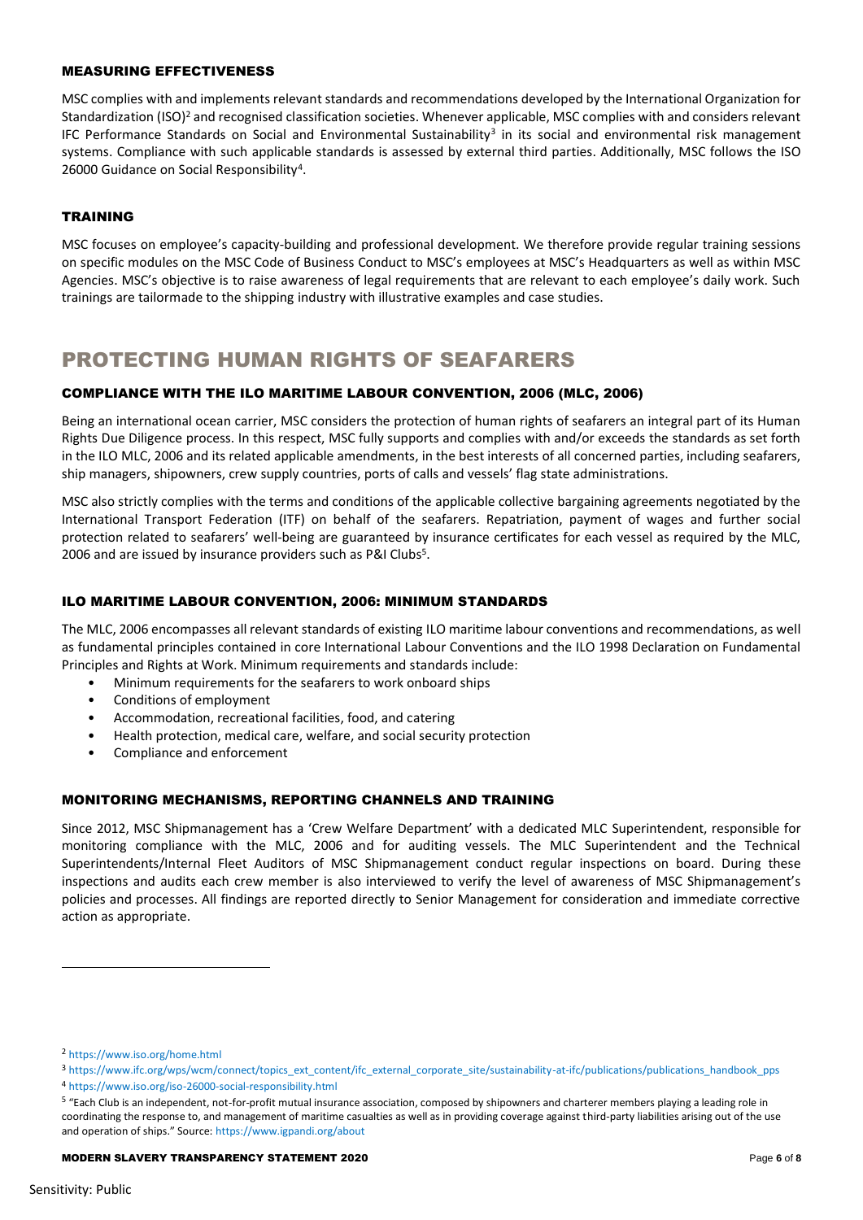## MEASURING EFFECTIVENESS

MSC complies with and implements relevant standards and recommendations developed by the International Organization for Standardization (ISO)[2] and recognised classification societies. Whenever applicable, MSC complies with and considers relevant IFC Performance Standards on Social and Environmental Sustainability[3] in its social and environmental risk management systems. Compliance with such applicable standards is assessed by external third parties. Additionally, MSC follows the ISO 26000 Guidance on Social Responsibility[4].

## TRAINING

MSC focuses on employee's capacity-building and professional development. We therefore provide regular training sessions on specific modules on the MSC Code of Business Conduct to MSC's employees at MSC's Headquarters as well as within MSC Agencies. MSC's objective is to raise awareness of legal requirements that are relevant to each employee's daily work. Such trainings are tailormade to the shipping industry with illustrative examples and case studies.

# PROTECTING HUMAN RIGHTS OF SEAFARERS

## COMPLIANCE WITH THE ILO MARITIME LABOUR CONVENTION, 2006 (MLC, 2006)

Being an international ocean carrier, MSC considers the protection of human rights of seafarers an integral part of its Human Rights Due Diligence process. In this respect, MSC fully supports and complies with and/or exceeds the standards as set forth in the ILO MLC, 2006 and its related applicable amendments, in the best interests of all concerned parties, including seafarers, ship managers, shipowners, crew supply countries, ports of calls and vessels' flag state administrations.

MSC also strictly complies with the terms and conditions of the applicable collective bargaining agreements negotiated by the International Transport Federation (ITF) on behalf of the seafarers. Repatriation, payment of wages and further social protection related to seafarers' well-being are guaranteed by insurance certificates for each vessel as required by the MLC, 2006 and are issued by insurance providers such as P&I Clubs[5].

## ILO MARITIME LABOUR CONVENTION, 2006: MINIMUM STANDARDS

The MLC, 2006 encompasses all relevant standards of existing ILO maritime labour conventions and recommendations, as well as fundamental principles contained in core International Labour Conventions and the ILO 1998 Declaration on Fundamental Principles and Rights at Work. Minimum requirements and standards include:

- Minimum requirements for the seafarers to work onboard ships
- Conditions of employment
- Accommodation, recreational facilities, food, and catering
- Health protection, medical care, welfare, and social security protection
- Compliance and enforcement

## MONITORING MECHANISMS, REPORTING CHANNELS AND TRAINING

Since 2012, MSC Shipmanagement has a 'Crew Welfare Department' with a dedicated MLC Superintendent, responsible for monitoring compliance with the MLC, 2006 and for auditing vessels. The MLC Superintendent and the Technical Superintendents/Internal Fleet Auditors of MSC Shipmanagement conduct regular inspections on board. During these inspections and audits each crew member is also interviewed to verify the level of awareness of MSC Shipmanagement's policies and processes. All findings are reported directly to Senior Management for consideration and immediate corrective action as appropriate.

---

[2] https://www.iso.org/home.html

[3] https://www.ifc.org/wps/wcm/connect/topics_ext_content/ifc_external_corporate_site/sustainability-at-ifc/publications/publications_handbook_pps

[4] https://www.iso.org/iso-26000-social-responsibility.html

[5] "Each Club is an independent, not-for-profit mutual insurance association, composed by shipowners and charterer members playing a leading role in coordinating the response to, and management of maritime casualties as well as in providing coverage against third-party liabilities arising out of the use and operation of ships." Source: https://www.igpandi.org/about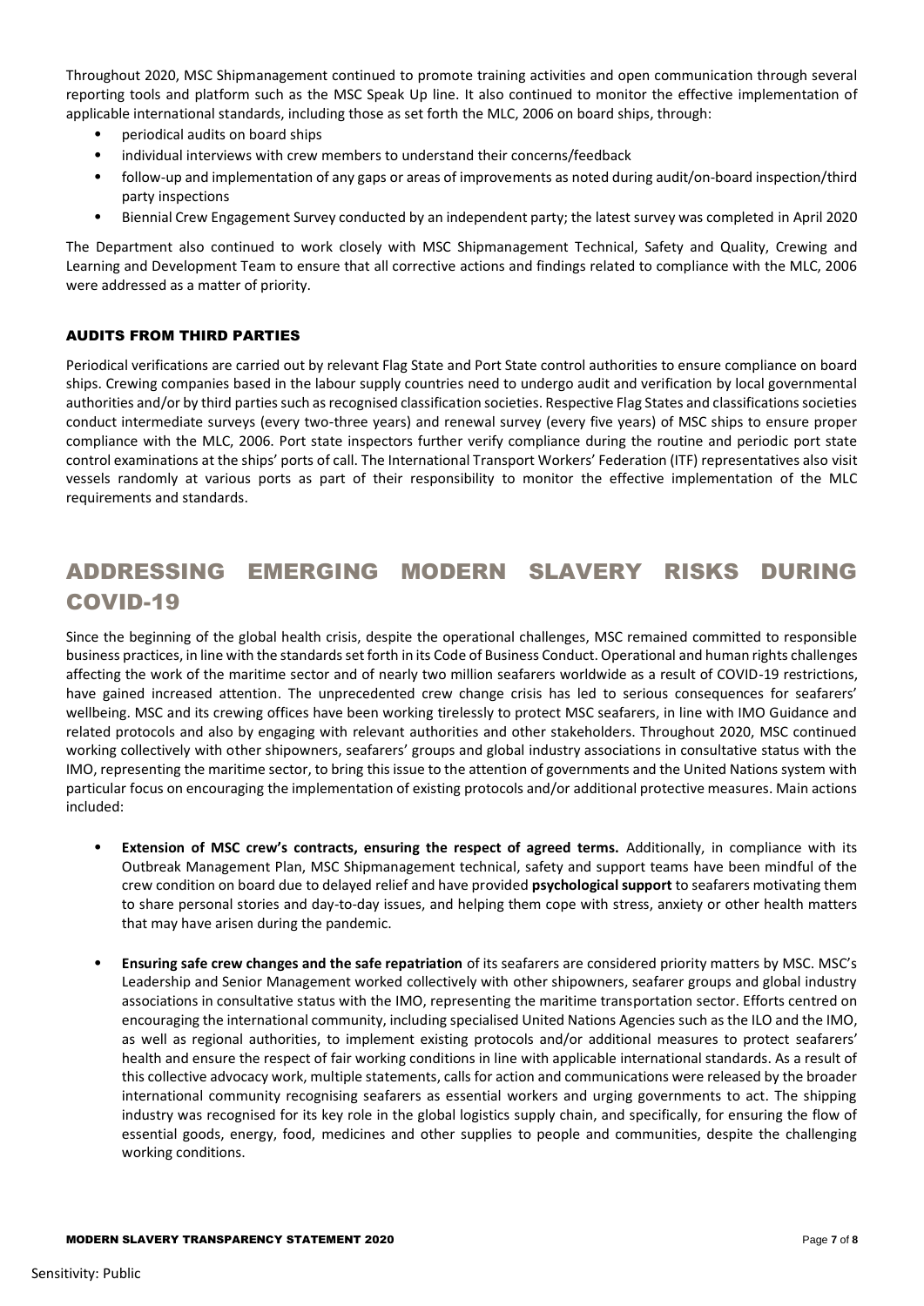Throughout 2020, MSC Shipmanagement continued to promote training activities and open communication through several reporting tools and platform such as the MSC Speak Up line. It also continued to monitor the effective implementation of applicable international standards, including those as set forth the MLC, 2006 on board ships, through:

- periodical audits on board ships
- individual interviews with crew members to understand their concerns/feedback
- follow-up and implementation of any gaps or areas of improvements as noted during audit/on-board inspection/third party inspections
- Biennial Crew Engagement Survey conducted by an independent party; the latest survey was completed in April 2020

The Department also continued to work closely with MSC Shipmanagement Technical, Safety and Quality, Crewing and Learning and Development Team to ensure that all corrective actions and findings related to compliance with the MLC, 2006 were addressed as a matter of priority.

### AUDITS FROM THIRD PARTIES

Periodical verifications are carried out by relevant Flag State and Port State control authorities to ensure compliance on board ships. Crewing companies based in the labour supply countries need to undergo audit and verification by local governmental authorities and/or by third parties such as recognised classification societies. Respective Flag States and classifications societies conduct intermediate surveys (every two-three years) and renewal survey (every five years) of MSC ships to ensure proper compliance with the MLC, 2006. Port state inspectors further verify compliance during the routine and periodic port state control examinations at the ships' ports of call. The International Transport Workers' Federation (ITF) representatives also visit vessels randomly at various ports as part of their responsibility to monitor the effective implementation of the MLC requirements and standards.

## ADDRESSING EMERGING MODERN SLAVERY RISKS DURING COVID-19

Since the beginning of the global health crisis, despite the operational challenges, MSC remained committed to responsible business practices, in line with the standards set forth in its Code of Business Conduct. Operational and human rights challenges affecting the work of the maritime sector and of nearly two million seafarers worldwide as a result of COVID-19 restrictions, have gained increased attention. The unprecedented crew change crisis has led to serious consequences for seafarers' wellbeing. MSC and its crewing offices have been working tirelessly to protect MSC seafarers, in line with IMO Guidance and related protocols and also by engaging with relevant authorities and other stakeholders. Throughout 2020, MSC continued working collectively with other shipowners, seafarers' groups and global industry associations in consultative status with the IMO, representing the maritime sector, to bring this issue to the attention of governments and the United Nations system with particular focus on encouraging the implementation of existing protocols and/or additional protective measures. Main actions included:

- **Extension of MSC crew's contracts, ensuring the respect of agreed terms.** Additionally, in compliance with its Outbreak Management Plan, MSC Shipmanagement technical, safety and support teams have been mindful of the crew condition on board due to delayed relief and have provided **psychological support** to seafarers motivating them to share personal stories and day-to-day issues, and helping them cope with stress, anxiety or other health matters that may have arisen during the pandemic.

- **Ensuring safe crew changes and the safe repatriation** of its seafarers are considered priority matters by MSC. MSC's Leadership and Senior Management worked collectively with other shipowners, seafarer groups and global industry associations in consultative status with the IMO, representing the maritime transportation sector. Efforts centred on encouraging the international community, including specialised United Nations Agencies such as the ILO and the IMO, as well as regional authorities, to implement existing protocols and/or additional measures to protect seafarers' health and ensure the respect of fair working conditions in line with applicable international standards. As a result of this collective advocacy work, multiple statements, calls for action and communications were released by the broader international community recognising seafarers as essential workers and urging governments to act. The shipping industry was recognised for its key role in the global logistics supply chain, and specifically, for ensuring the flow of essential goods, energy, food, medicines and other supplies to people and communities, despite the challenging working conditions.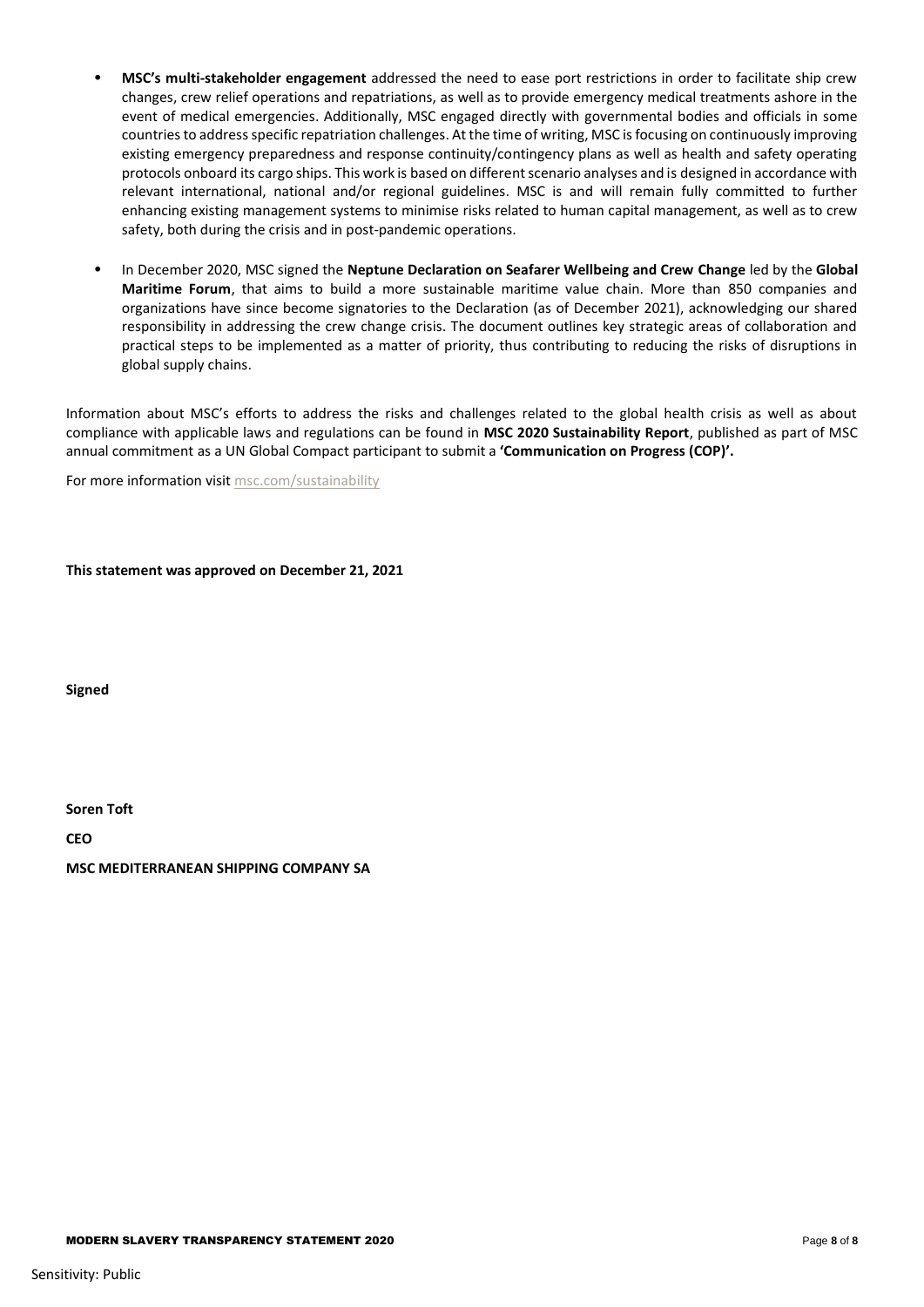- **MSC's multi-stakeholder engagement** addressed the need to ease port restrictions in order to facilitate ship crew changes, crew relief operations and repatriations, as well as to provide emergency medical treatments ashore in the event of medical emergencies. Additionally, MSC engaged directly with governmental bodies and officials in some countries to address specific repatriation challenges. At the time of writing, MSC is focusing on continuously improving existing emergency preparedness and response continuity/contingency plans as well as health and safety operating protocols onboard its cargo ships. This work is based on different scenario analyses and is designed in accordance with relevant international, national and/or regional guidelines. MSC is and will remain fully committed to further enhancing existing management systems to minimise risks related to human capital management, as well as to crew safety, both during the crisis and in post-pandemic operations.

- In December 2020, MSC signed the **Neptune Declaration on Seafarer Wellbeing and Crew Change** led by the **Global Maritime Forum**, that aims to build a more sustainable maritime value chain. More than 850 companies and organizations have since become signatories to the Declaration (as of December 2021), acknowledging our shared responsibility in addressing the crew change crisis. The document outlines key strategic areas of collaboration and practical steps to be implemented as a matter of priority, thus contributing to reducing the risks of disruptions in global supply chains.

Information about MSC's efforts to address the risks and challenges related to the global health crisis as well as about compliance with applicable laws and regulations can be found in **MSC 2020 Sustainability Report**, published as part of MSC annual commitment as a UN Global Compact participant to submit a **'Communication on Progress (COP)'.**

For more information visit msc.com/sustainability

**This statement was approved on December 21, 2021**

**Signed**

**Soren Toft**

**CEO**

**MSC MEDITERRANEAN SHIPPING COMPANY SA**